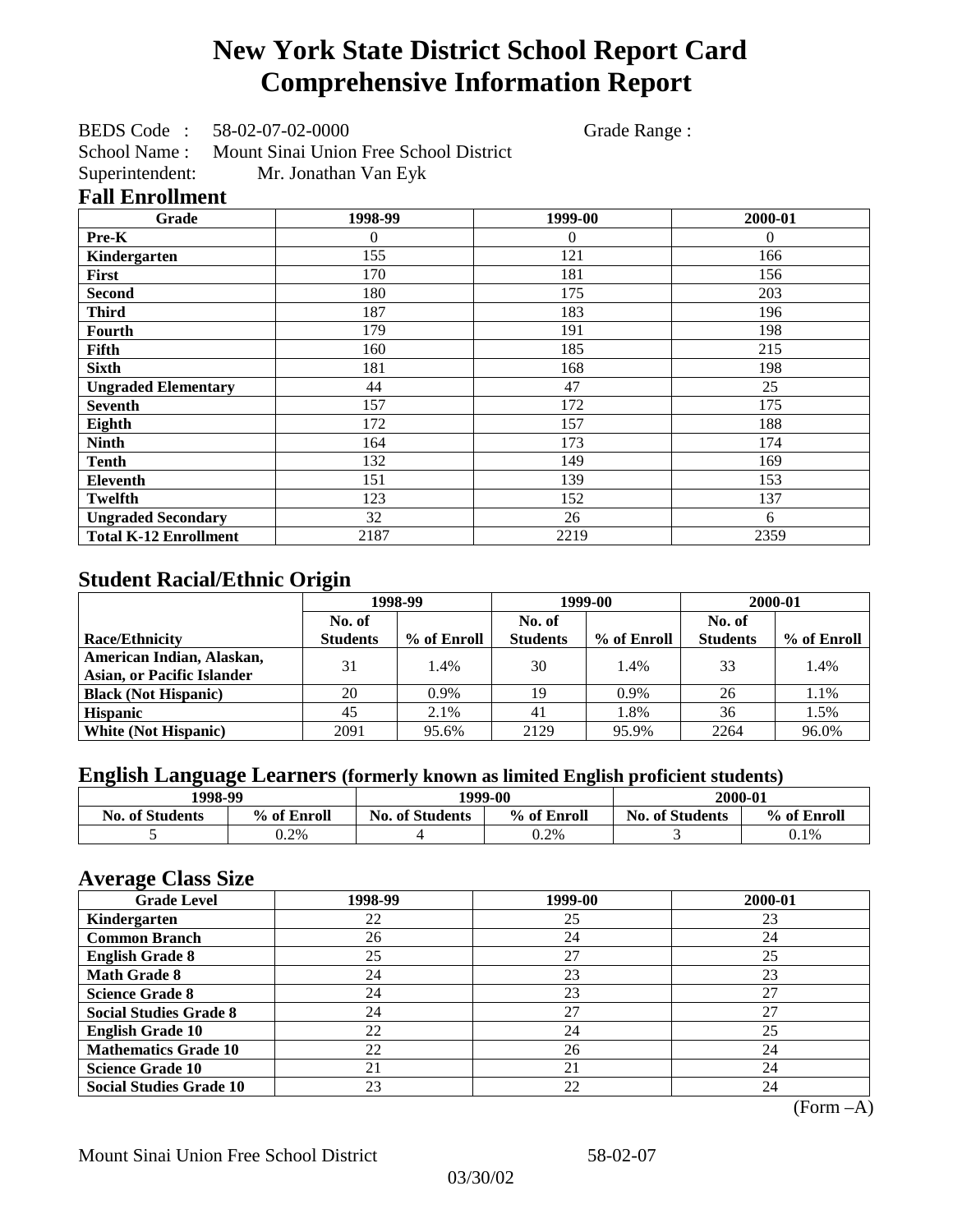# New York State District School Report Card
# Comprehensive Information Report

BEDS Code : 58-02-07-02-0000 Grade Range :

School Name : Mount Sinai Union Free School District

Superintendent: Mr. Jonathan Van Eyk

## Fall Enrollment

| Grade | 1998-99 | 1999-00 | 2000-01 |
|---|---|---|---|
| Pre-K | 0 | 0 | 0 |
| Kindergarten | 155 | 121 | 166 |
| First | 170 | 181 | 156 |
| Second | 180 | 175 | 203 |
| Third | 187 | 183 | 196 |
| Fourth | 179 | 191 | 198 |
| Fifth | 160 | 185 | 215 |
| Sixth | 181 | 168 | 198 |
| Ungraded Elementary | 44 | 47 | 25 |
| Seventh | 157 | 172 | 175 |
| Eighth | 172 | 157 | 188 |
| Ninth | 164 | 173 | 174 |
| Tenth | 132 | 149 | 169 |
| Eleventh | 151 | 139 | 153 |
| Twelfth | 123 | 152 | 137 |
| Ungraded Secondary | 32 | 26 | 6 |
| Total K-12 Enrollment | 2187 | 2219 | 2359 |

## Student Racial/Ethnic Origin

| | 1998-99 | | 1999-00 | | 2000-01 | |
|---|---|---|---|---|---|---|
| Race/Ethnicity | No. of Students | % of Enroll | No. of Students | % of Enroll | No. of Students | % of Enroll |
| American Indian, Alaskan, Asian, or Pacific Islander | 31 | 1.4% | 30 | 1.4% | 33 | 1.4% |
| Black (Not Hispanic) | 20 | 0.9% | 19 | 0.9% | 26 | 1.1% |
| Hispanic | 45 | 2.1% | 41 | 1.8% | 36 | 1.5% |
| White (Not Hispanic) | 2091 | 95.6% | 2129 | 95.9% | 2264 | 96.0% |

## English Language Learners (formerly known as limited English proficient students)

| 1998-99 | | 1999-00 | | 2000-01 | |
|---|---|---|---|---|---|
| No. of Students | % of Enroll | No. of Students | % of Enroll | No. of Students | % of Enroll |
| 5 | 0.2% | 4 | 0.2% | 3 | 0.1% |

## Average Class Size

| Grade Level | 1998-99 | 1999-00 | 2000-01 |
|---|---|---|---|
| Kindergarten | 22 | 25 | 23 |
| Common Branch | 26 | 24 | 24 |
| English Grade 8 | 25 | 27 | 25 |
| Math Grade 8 | 24 | 23 | 23 |
| Science Grade 8 | 24 | 23 | 27 |
| Social Studies Grade 8 | 24 | 27 | 27 |
| English Grade 10 | 22 | 24 | 25 |
| Mathematics Grade 10 | 22 | 26 | 24 |
| Science Grade 10 | 21 | 21 | 24 |
| Social Studies Grade 10 | 23 | 22 | 24 |

(Form –A)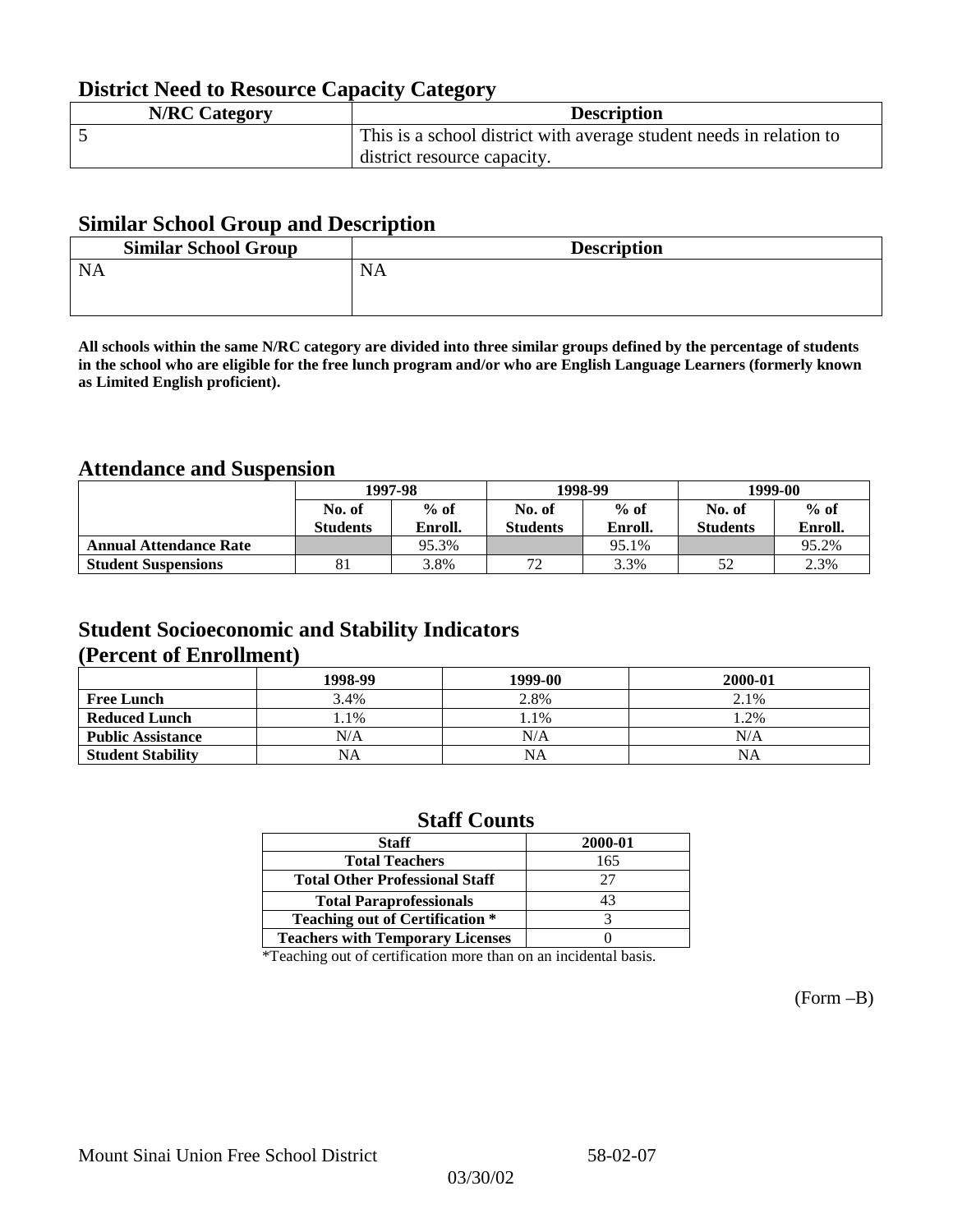## District Need to Resource Capacity Category

| N/RC Category | Description |
|---|---|
| 5 | This is a school district with average student needs in relation to district resource capacity. |

## Similar School Group and Description

| Similar School Group | Description |
|---|---|
| NA | NA |

**All schools within the same N/RC category are divided into three similar groups defined by the percentage of students in the school who are eligible for the free lunch program and/or who are English Language Learners (formerly known as Limited English proficient).**

## Attendance and Suspension

| | 1997-98 | | 1998-99 | | 1999-00 | |
|---|---|---|---|---|---|---|
| | No. of Students | % of Enroll. | No. of Students | % of Enroll. | No. of Students | % of Enroll. |
| **Annual Attendance Rate** | | 95.3% | | 95.1% | | 95.2% |
| **Student Suspensions** | 81 | 3.8% | 72 | 3.3% | 52 | 2.3% |

## Student Socioeconomic and Stability Indicators (Percent of Enrollment)

| | 1998-99 | 1999-00 | 2000-01 |
|---|---|---|---|
| **Free Lunch** | 3.4% | 2.8% | 2.1% |
| **Reduced Lunch** | 1.1% | 1.1% | 1.2% |
| **Public Assistance** | N/A | N/A | N/A |
| **Student Stability** | NA | NA | NA |

## Staff Counts

| Staff | 2000-01 |
|---|---|
| Total Teachers | 165 |
| Total Other Professional Staff | 27 |
| Total Paraprofessionals | 43 |
| Teaching out of Certification * | 3 |
| Teachers with Temporary Licenses | 0 |

*Teaching out of certification more than on an incidental basis.

(Form –B)

Mount Sinai Union Free School District 58-02-07

03/30/02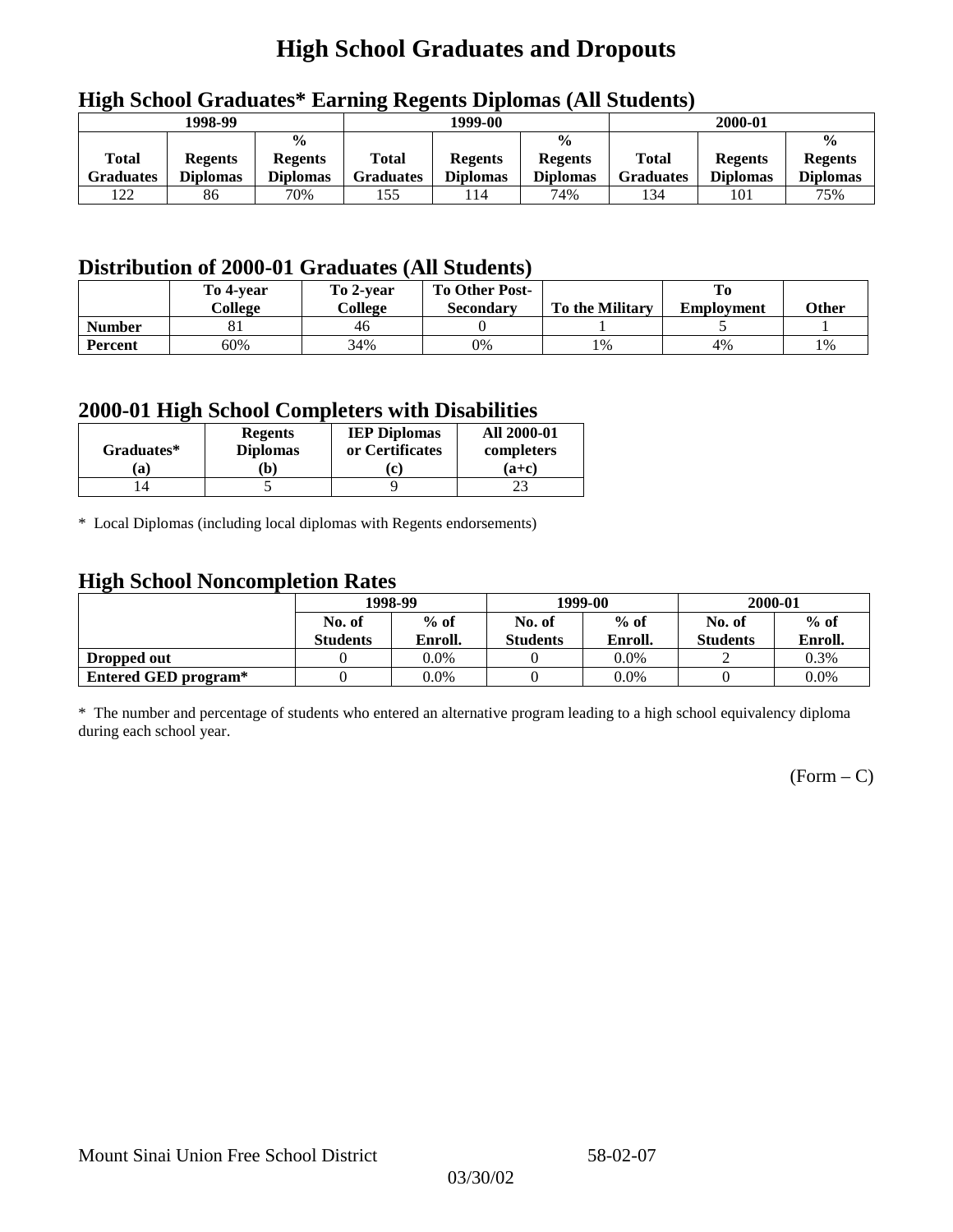# High School Graduates and Dropouts

## High School Graduates* Earning Regents Diplomas (All Students)

| 1998-99 | | | 1999-00 | | | 2000-01 | | |
|---|---|---|---|---|---|---|---|---|
| Total Graduates | Regents Diplomas | % Regents Diplomas | Total Graduates | Regents Diplomas | % Regents Diplomas | Total Graduates | Regents Diplomas | % Regents Diplomas |
| 122 | 86 | 70% | 155 | 114 | 74% | 134 | 101 | 75% |

## Distribution of 2000-01 Graduates (All Students)

| | To 4-year College | To 2-year College | To Other Post-Secondary | To the Military | To Employment | Other |
|---|---|---|---|---|---|---|
| Number | 81 | 46 | 0 | 1 | 5 | 1 |
| Percent | 60% | 34% | 0% | 1% | 4% | 1% |

## 2000-01 High School Completers with Disabilities

| Graduates* (a) | Regents Diplomas (b) | IEP Diplomas or Certificates (c) | All 2000-01 completers (a+c) |
|---|---|---|---|
| 14 | 5 | 9 | 23 |

* Local Diplomas (including local diplomas with Regents endorsements)

## High School Noncompletion Rates

| | 1998-99 | | 1999-00 | | 2000-01 | |
|---|---|---|---|---|---|---|
| | No. of Students | % of Enroll. | No. of Students | % of Enroll. | No. of Students | % of Enroll. |
| Dropped out | 0 | 0.0% | 0 | 0.0% | 2 | 0.3% |
| Entered GED program* | 0 | 0.0% | 0 | 0.0% | 0 | 0.0% |

* The number and percentage of students who entered an alternative program leading to a high school equivalency diploma during each school year.

(Form – C)

Mount Sinai Union Free School District 58-02-07

03/30/02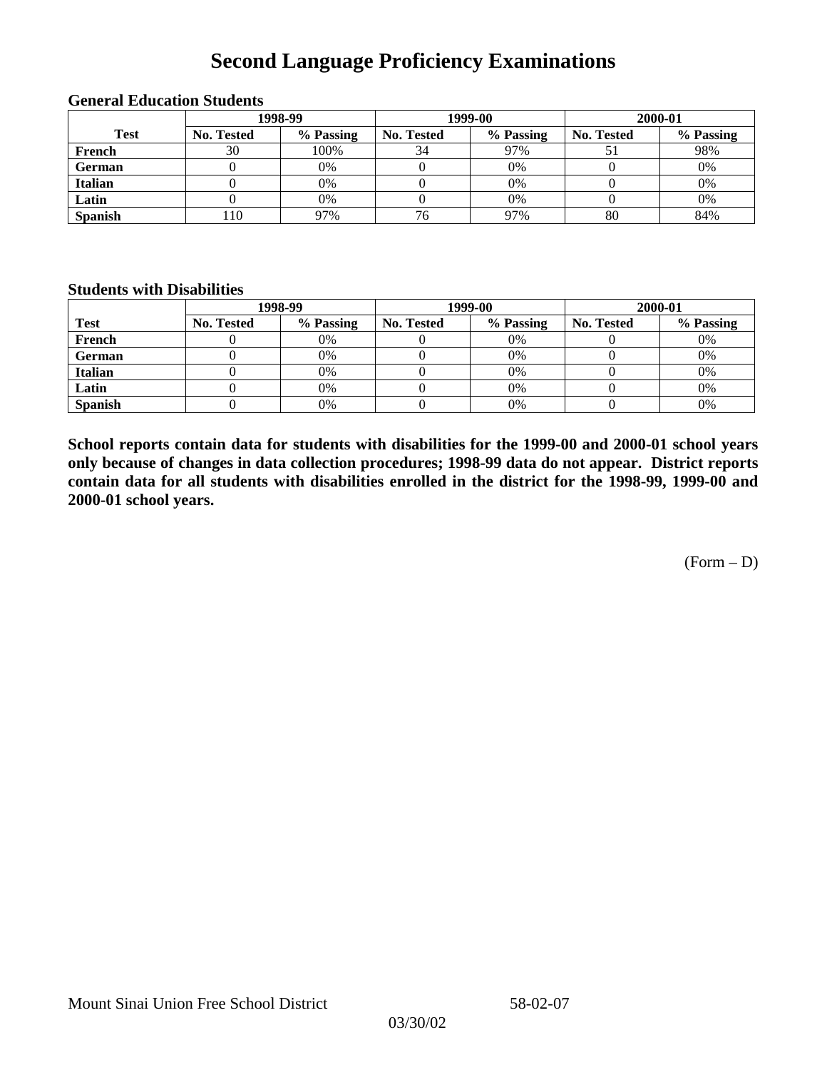# Second Language Proficiency Examinations

### General Education Students

| Test | 1998-99 | | 1999-00 | | 2000-01 | |
|---|---|---|---|---|---|---|
| | No. Tested | % Passing | No. Tested | % Passing | No. Tested | % Passing |
| French | 30 | 100% | 34 | 97% | 51 | 98% |
| German | 0 | 0% | 0 | 0% | 0 | 0% |
| Italian | 0 | 0% | 0 | 0% | 0 | 0% |
| Latin | 0 | 0% | 0 | 0% | 0 | 0% |
| Spanish | 110 | 97% | 76 | 97% | 80 | 84% |

### Students with Disabilities

| Test | 1998-99 | | 1999-00 | | 2000-01 | |
|---|---|---|---|---|---|---|
| | No. Tested | % Passing | No. Tested | % Passing | No. Tested | % Passing |
| French | 0 | 0% | 0 | 0% | 0 | 0% |
| German | 0 | 0% | 0 | 0% | 0 | 0% |
| Italian | 0 | 0% | 0 | 0% | 0 | 0% |
| Latin | 0 | 0% | 0 | 0% | 0 | 0% |
| Spanish | 0 | 0% | 0 | 0% | 0 | 0% |

**School reports contain data for students with disabilities for the 1999-00 and 2000-01 school years only because of changes in data collection procedures; 1998-99 data do not appear. District reports contain data for all students with disabilities enrolled in the district for the 1998-99, 1999-00 and 2000-01 school years.**

(Form – D)

Mount Sinai Union Free School District 58-02-07

03/30/02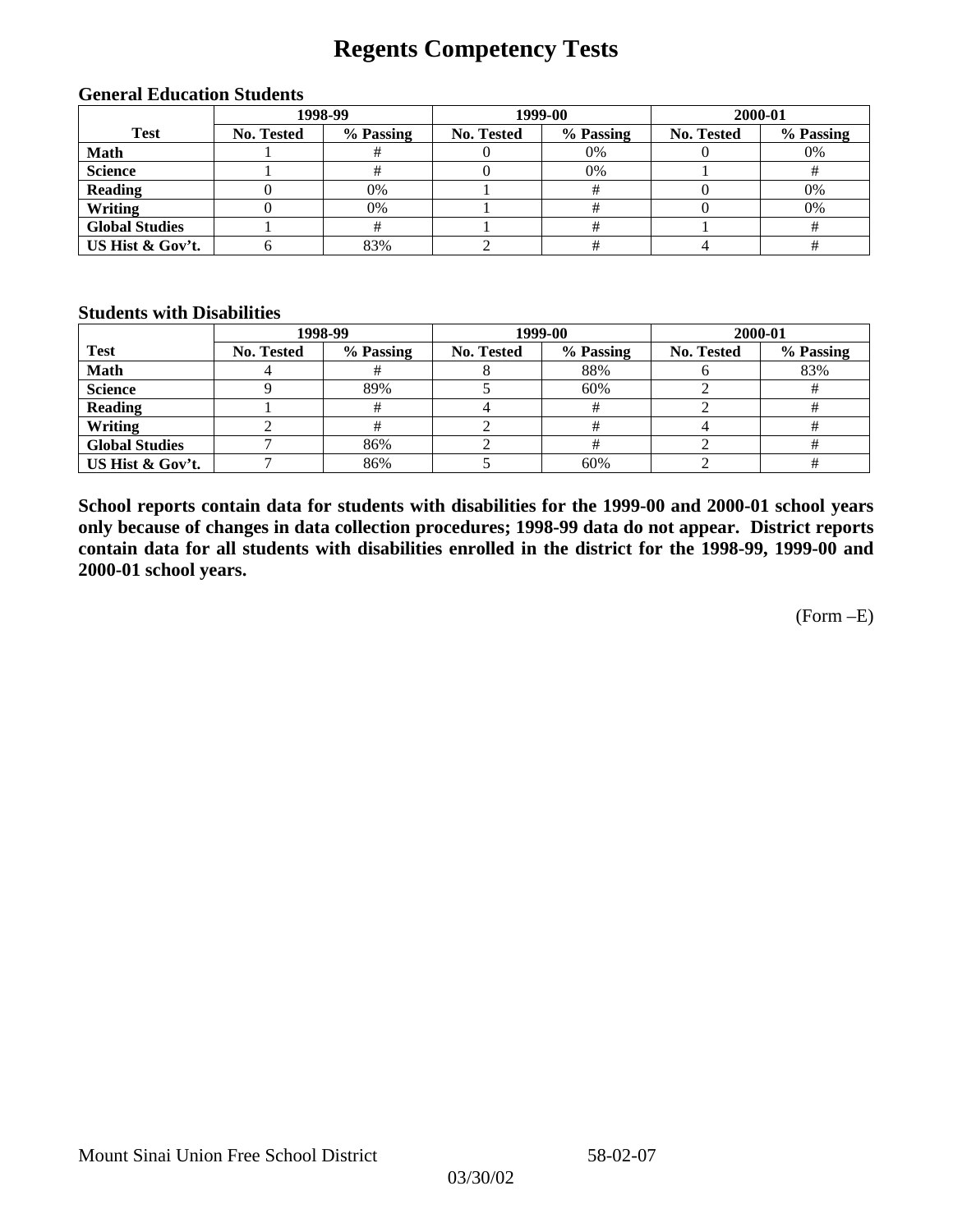# Regents Competency Tests

### General Education Students

| Test | 1998-99 | | 1999-00 | | 2000-01 | |
|---|---|---|---|---|---|---|
| | No. Tested | % Passing | No. Tested | % Passing | No. Tested | % Passing |
| Math | 1 | # | 0 | 0% | 0 | 0% |
| Science | 1 | # | 0 | 0% | 1 | # |
| Reading | 0 | 0% | 1 | # | 0 | 0% |
| Writing | 0 | 0% | 1 | # | 0 | 0% |
| Global Studies | 1 | # | 1 | # | 1 | # |
| US Hist & Gov't. | 6 | 83% | 2 | # | 4 | # |

### Students with Disabilities

| Test | 1998-99 | | 1999-00 | | 2000-01 | |
|---|---|---|---|---|---|---|
| | No. Tested | % Passing | No. Tested | % Passing | No. Tested | % Passing |
| Math | 4 | # | 8 | 88% | 6 | 83% |
| Science | 9 | 89% | 5 | 60% | 2 | # |
| Reading | 1 | # | 4 | # | 2 | # |
| Writing | 2 | # | 2 | # | 4 | # |
| Global Studies | 7 | 86% | 2 | # | 2 | # |
| US Hist & Gov't. | 7 | 86% | 5 | 60% | 2 | # |

**School reports contain data for students with disabilities for the 1999-00 and 2000-01 school years only because of changes in data collection procedures; 1998-99 data do not appear. District reports contain data for all students with disabilities enrolled in the district for the 1998-99, 1999-00 and 2000-01 school years.**

(Form –E)

Mount Sinai Union Free School District 58-02-07

03/30/02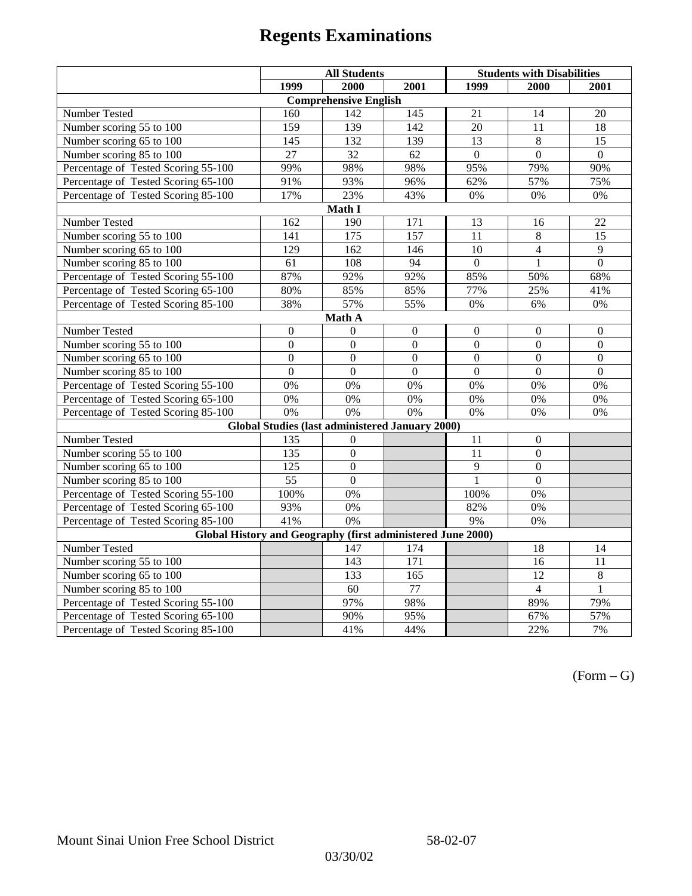# Regents Examinations

| | All Students | | | Students with Disabilities | | |
|---|---|---|---|---|---|---|
| | 1999 | 2000 | 2001 | 1999 | 2000 | 2001 |
| **Comprehensive English** | | | | | | |
| Number Tested | 160 | 142 | 145 | 21 | 14 | 20 |
| Number scoring 55 to 100 | 159 | 139 | 142 | 20 | 11 | 18 |
| Number scoring 65 to 100 | 145 | 132 | 139 | 13 | 8 | 15 |
| Number scoring 85 to 100 | 27 | 32 | 62 | 0 | 0 | 0 |
| Percentage of Tested Scoring 55-100 | 99% | 98% | 98% | 95% | 79% | 90% |
| Percentage of Tested Scoring 65-100 | 91% | 93% | 96% | 62% | 57% | 75% |
| Percentage of Tested Scoring 85-100 | 17% | 23% | 43% | 0% | 0% | 0% |
| **Math I** | | | | | | |
| Number Tested | 162 | 190 | 171 | 13 | 16 | 22 |
| Number scoring 55 to 100 | 141 | 175 | 157 | 11 | 8 | 15 |
| Number scoring 65 to 100 | 129 | 162 | 146 | 10 | 4 | 9 |
| Number scoring 85 to 100 | 61 | 108 | 94 | 0 | 1 | 0 |
| Percentage of Tested Scoring 55-100 | 87% | 92% | 92% | 85% | 50% | 68% |
| Percentage of Tested Scoring 65-100 | 80% | 85% | 85% | 77% | 25% | 41% |
| Percentage of Tested Scoring 85-100 | 38% | 57% | 55% | 0% | 6% | 0% |
| **Math A** | | | | | | |
| Number Tested | 0 | 0 | 0 | 0 | 0 | 0 |
| Number scoring 55 to 100 | 0 | 0 | 0 | 0 | 0 | 0 |
| Number scoring 65 to 100 | 0 | 0 | 0 | 0 | 0 | 0 |
| Number scoring 85 to 100 | 0 | 0 | 0 | 0 | 0 | 0 |
| Percentage of Tested Scoring 55-100 | 0% | 0% | 0% | 0% | 0% | 0% |
| Percentage of Tested Scoring 65-100 | 0% | 0% | 0% | 0% | 0% | 0% |
| Percentage of Tested Scoring 85-100 | 0% | 0% | 0% | 0% | 0% | 0% |
| **Global Studies (last administered January 2000)** | | | | | | |
| Number Tested | 135 | 0 | | 11 | 0 | |
| Number scoring 55 to 100 | 135 | 0 | | 11 | 0 | |
| Number scoring 65 to 100 | 125 | 0 | | 9 | 0 | |
| Number scoring 85 to 100 | 55 | 0 | | 1 | 0 | |
| Percentage of Tested Scoring 55-100 | 100% | 0% | | 100% | 0% | |
| Percentage of Tested Scoring 65-100 | 93% | 0% | | 82% | 0% | |
| Percentage of Tested Scoring 85-100 | 41% | 0% | | 9% | 0% | |
| **Global History and Geography (first administered June 2000)** | | | | | | |
| Number Tested | | 147 | 174 | | 18 | 14 |
| Number scoring 55 to 100 | | 143 | 171 | | 16 | 11 |
| Number scoring 65 to 100 | | 133 | 165 | | 12 | 8 |
| Number scoring 85 to 100 | | 60 | 77 | | 4 | 1 |
| Percentage of Tested Scoring 55-100 | | 97% | 98% | | 89% | 79% |
| Percentage of Tested Scoring 65-100 | | 90% | 95% | | 67% | 57% |
| Percentage of Tested Scoring 85-100 | | 41% | 44% | | 22% | 7% |

(Form – G)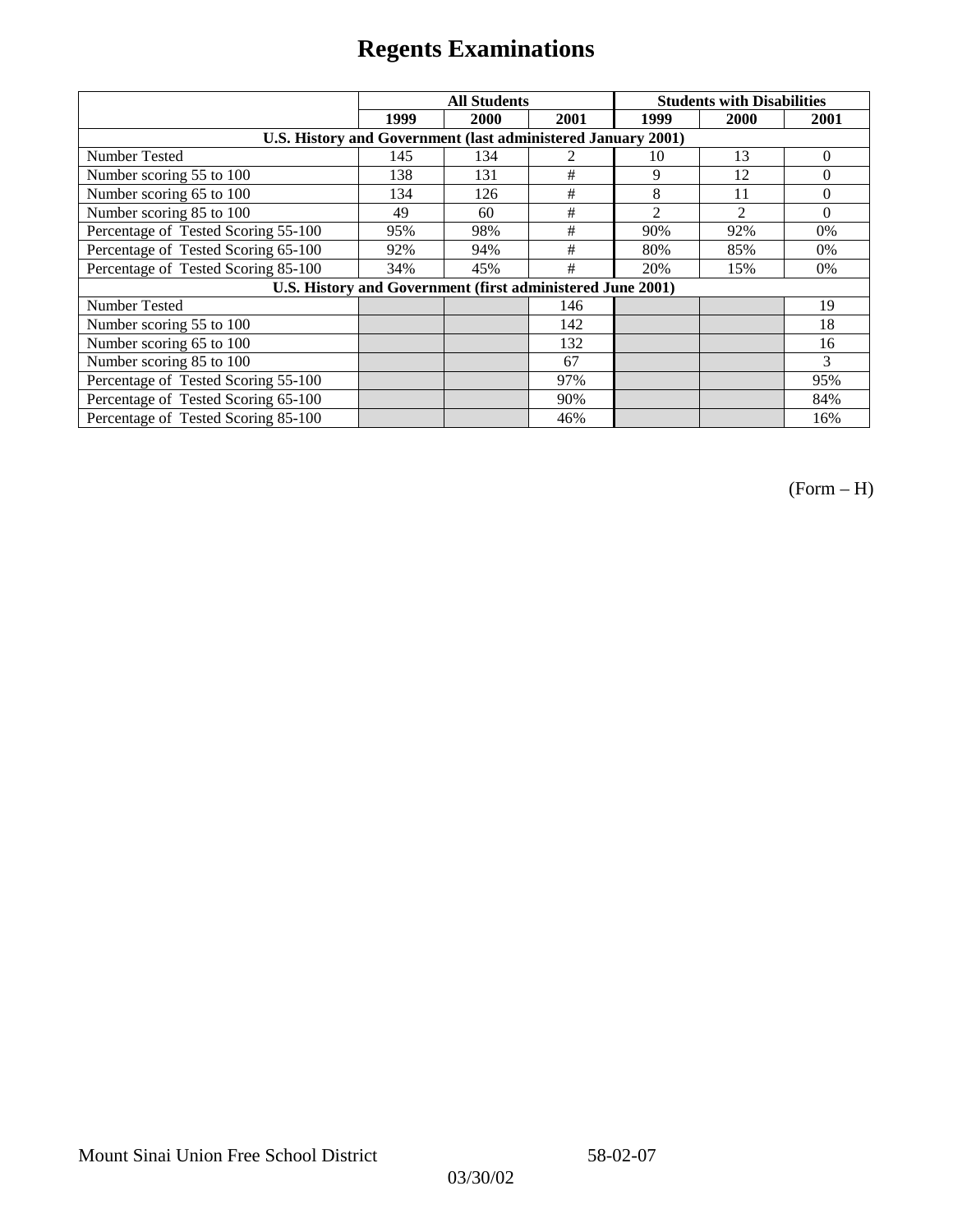# Regents Examinations

| | All Students | | | Students with Disabilities | | |
|---|---|---|---|---|---|---|
| | 1999 | 2000 | 2001 | 1999 | 2000 | 2001 |
| **U.S. History and Government (last administered January 2001)** | | | | | | |
| Number Tested | 145 | 134 | 2 | 10 | 13 | 0 |
| Number scoring 55 to 100 | 138 | 131 | # | 9 | 12 | 0 |
| Number scoring 65 to 100 | 134 | 126 | # | 8 | 11 | 0 |
| Number scoring 85 to 100 | 49 | 60 | # | 2 | 2 | 0 |
| Percentage of Tested Scoring 55-100 | 95% | 98% | # | 90% | 92% | 0% |
| Percentage of Tested Scoring 65-100 | 92% | 94% | # | 80% | 85% | 0% |
| Percentage of Tested Scoring 85-100 | 34% | 45% | # | 20% | 15% | 0% |
| **U.S. History and Government (first administered June 2001)** | | | | | | |
| Number Tested | | | 146 | | | 19 |
| Number scoring 55 to 100 | | | 142 | | | 18 |
| Number scoring 65 to 100 | | | 132 | | | 16 |
| Number scoring 85 to 100 | | | 67 | | | 3 |
| Percentage of Tested Scoring 55-100 | | | 97% | | | 95% |
| Percentage of Tested Scoring 65-100 | | | 90% | | | 84% |
| Percentage of Tested Scoring 85-100 | | | 46% | | | 16% |

(Form – H)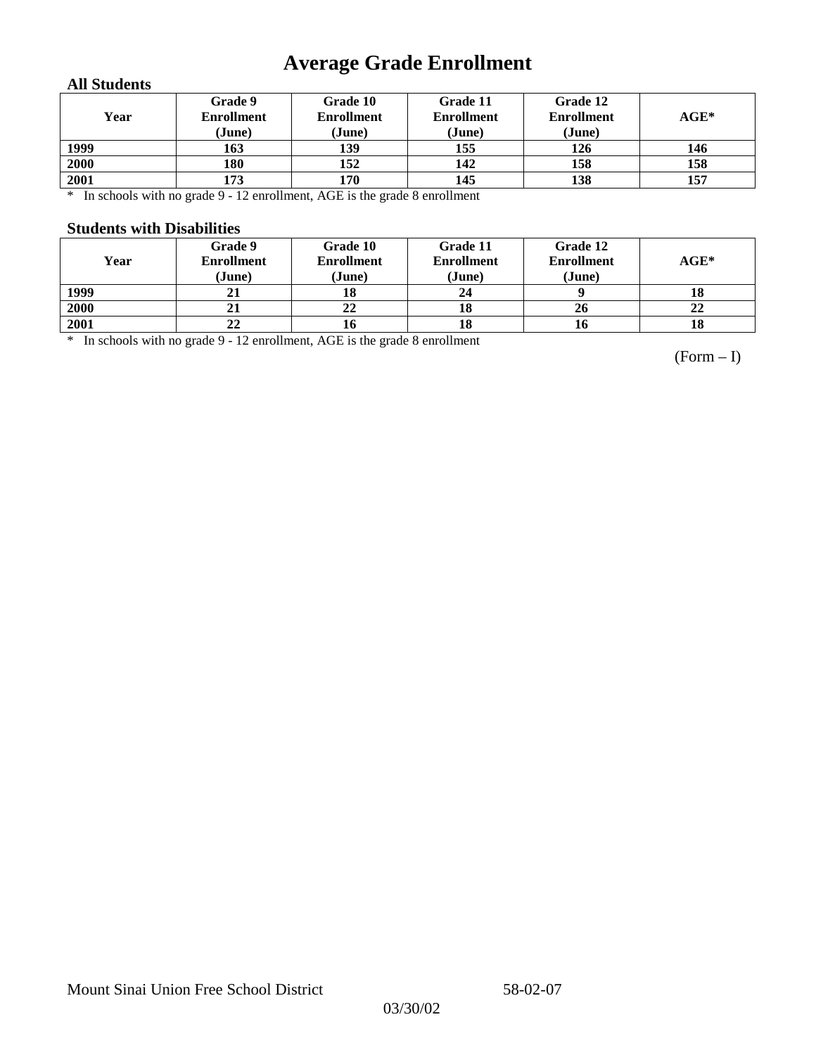# Average Grade Enrollment

### All Students

| Year | Grade 9 Enrollment (June) | Grade 10 Enrollment (June) | Grade 11 Enrollment (June) | Grade 12 Enrollment (June) | AGE* |
|---|---|---|---|---|---|
| 1999 | 163 | 139 | 155 | 126 | 146 |
| 2000 | 180 | 152 | 142 | 158 | 158 |
| 2001 | 173 | 170 | 145 | 138 | 157 |

\* In schools with no grade 9 - 12 enrollment, AGE is the grade 8 enrollment

### Students with Disabilities

| Year | Grade 9 Enrollment (June) | Grade 10 Enrollment (June) | Grade 11 Enrollment (June) | Grade 12 Enrollment (June) | AGE* |
|---|---|---|---|---|---|
| 1999 | 21 | 18 | 24 | 9 | 18 |
| 2000 | 21 | 22 | 18 | 26 | 22 |
| 2001 | 22 | 16 | 18 | 16 | 18 |

\* In schools with no grade 9 - 12 enrollment, AGE is the grade 8 enrollment

(Form – I)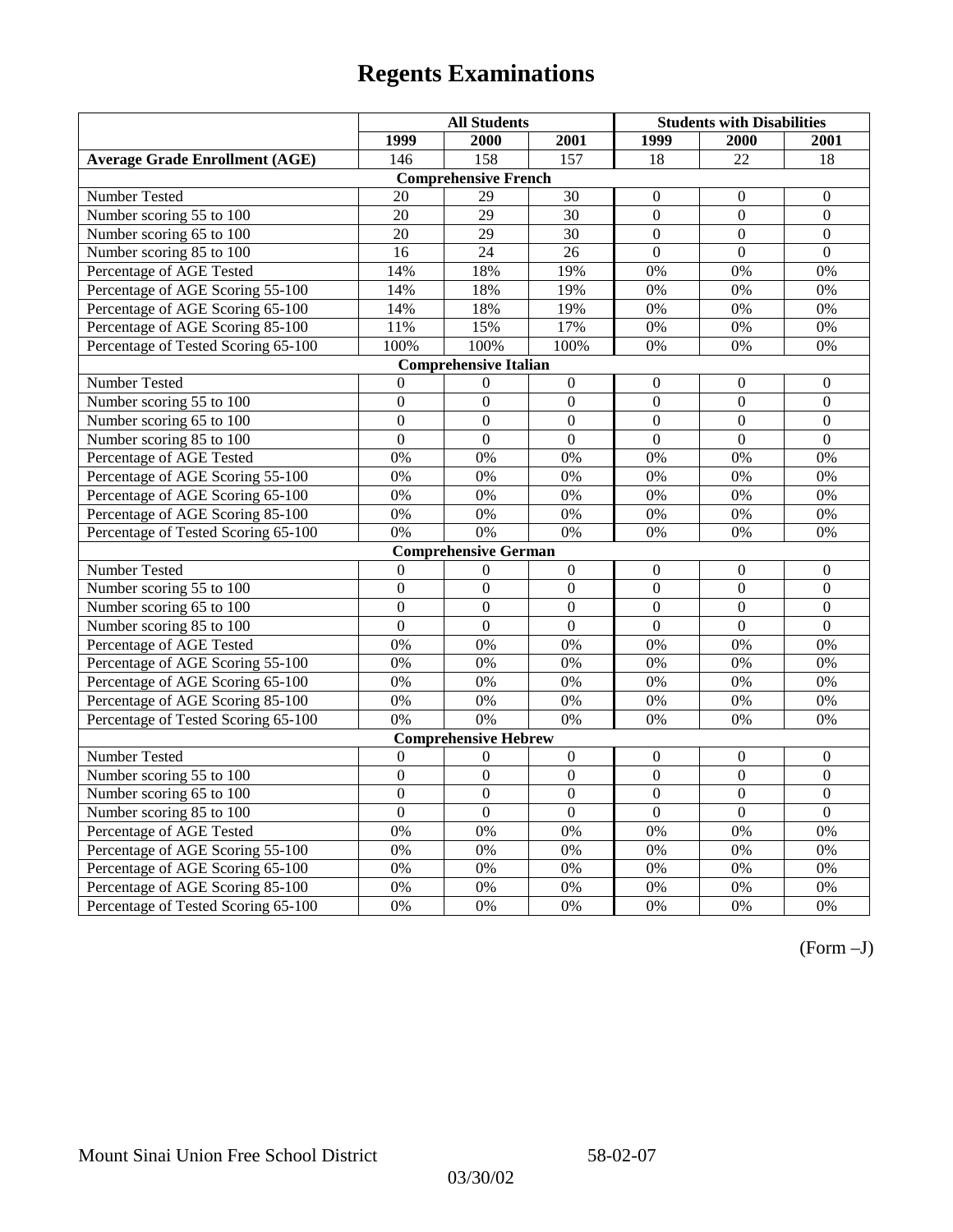# Regents Examinations

| | All Students | | | Students with Disabilities | | |
|---|---|---|---|---|---|---|
| | 1999 | 2000 | 2001 | 1999 | 2000 | 2001 |
| **Average Grade Enrollment (AGE)** | 146 | 158 | 157 | 18 | 22 | 18 |
| **Comprehensive French** | | | | | | |
| Number Tested | 20 | 29 | 30 | 0 | 0 | 0 |
| Number scoring 55 to 100 | 20 | 29 | 30 | 0 | 0 | 0 |
| Number scoring 65 to 100 | 20 | 29 | 30 | 0 | 0 | 0 |
| Number scoring 85 to 100 | 16 | 24 | 26 | 0 | 0 | 0 |
| Percentage of AGE Tested | 14% | 18% | 19% | 0% | 0% | 0% |
| Percentage of AGE Scoring 55-100 | 14% | 18% | 19% | 0% | 0% | 0% |
| Percentage of AGE Scoring 65-100 | 14% | 18% | 19% | 0% | 0% | 0% |
| Percentage of AGE Scoring 85-100 | 11% | 15% | 17% | 0% | 0% | 0% |
| Percentage of Tested Scoring 65-100 | 100% | 100% | 100% | 0% | 0% | 0% |
| **Comprehensive Italian** | | | | | | |
| Number Tested | 0 | 0 | 0 | 0 | 0 | 0 |
| Number scoring 55 to 100 | 0 | 0 | 0 | 0 | 0 | 0 |
| Number scoring 65 to 100 | 0 | 0 | 0 | 0 | 0 | 0 |
| Number scoring 85 to 100 | 0 | 0 | 0 | 0 | 0 | 0 |
| Percentage of AGE Tested | 0% | 0% | 0% | 0% | 0% | 0% |
| Percentage of AGE Scoring 55-100 | 0% | 0% | 0% | 0% | 0% | 0% |
| Percentage of AGE Scoring 65-100 | 0% | 0% | 0% | 0% | 0% | 0% |
| Percentage of AGE Scoring 85-100 | 0% | 0% | 0% | 0% | 0% | 0% |
| Percentage of Tested Scoring 65-100 | 0% | 0% | 0% | 0% | 0% | 0% |
| **Comprehensive German** | | | | | | |
| Number Tested | 0 | 0 | 0 | 0 | 0 | 0 |
| Number scoring 55 to 100 | 0 | 0 | 0 | 0 | 0 | 0 |
| Number scoring 65 to 100 | 0 | 0 | 0 | 0 | 0 | 0 |
| Number scoring 85 to 100 | 0 | 0 | 0 | 0 | 0 | 0 |
| Percentage of AGE Tested | 0% | 0% | 0% | 0% | 0% | 0% |
| Percentage of AGE Scoring 55-100 | 0% | 0% | 0% | 0% | 0% | 0% |
| Percentage of AGE Scoring 65-100 | 0% | 0% | 0% | 0% | 0% | 0% |
| Percentage of AGE Scoring 85-100 | 0% | 0% | 0% | 0% | 0% | 0% |
| Percentage of Tested Scoring 65-100 | 0% | 0% | 0% | 0% | 0% | 0% |
| **Comprehensive Hebrew** | | | | | | |
| Number Tested | 0 | 0 | 0 | 0 | 0 | 0 |
| Number scoring 55 to 100 | 0 | 0 | 0 | 0 | 0 | 0 |
| Number scoring 65 to 100 | 0 | 0 | 0 | 0 | 0 | 0 |
| Number scoring 85 to 100 | 0 | 0 | 0 | 0 | 0 | 0 |
| Percentage of AGE Tested | 0% | 0% | 0% | 0% | 0% | 0% |
| Percentage of AGE Scoring 55-100 | 0% | 0% | 0% | 0% | 0% | 0% |
| Percentage of AGE Scoring 65-100 | 0% | 0% | 0% | 0% | 0% | 0% |
| Percentage of AGE Scoring 85-100 | 0% | 0% | 0% | 0% | 0% | 0% |
| Percentage of Tested Scoring 65-100 | 0% | 0% | 0% | 0% | 0% | 0% |

(Form –J)

Mount Sinai Union Free School District 58-02-07

03/30/02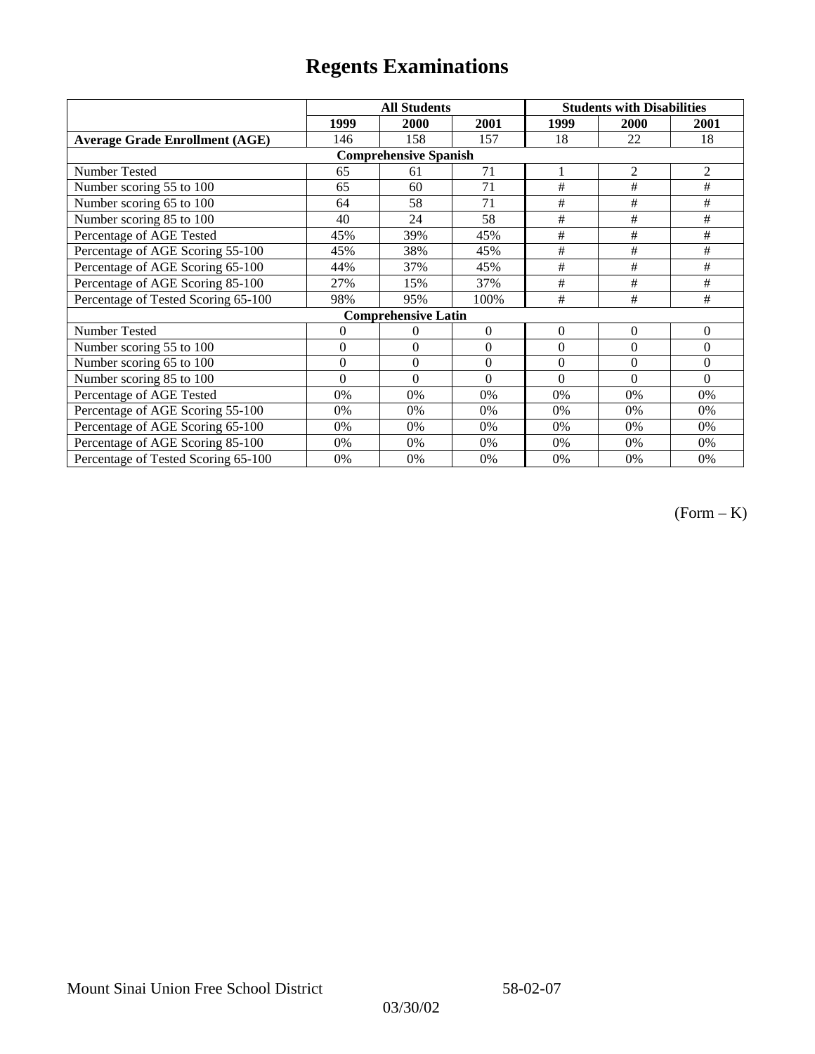# Regents Examinations

| | All Students | | | Students with Disabilities | | |
|---|---|---|---|---|---|---|
| | 1999 | 2000 | 2001 | 1999 | 2000 | 2001 |
| **Average Grade Enrollment (AGE)** | 146 | 158 | 157 | 18 | 22 | 18 |
| **Comprehensive Spanish** | | | | | | |
| Number Tested | 65 | 61 | 71 | 1 | 2 | 2 |
| Number scoring 55 to 100 | 65 | 60 | 71 | # | # | # |
| Number scoring 65 to 100 | 64 | 58 | 71 | # | # | # |
| Number scoring 85 to 100 | 40 | 24 | 58 | # | # | # |
| Percentage of AGE Tested | 45% | 39% | 45% | # | # | # |
| Percentage of AGE Scoring 55-100 | 45% | 38% | 45% | # | # | # |
| Percentage of AGE Scoring 65-100 | 44% | 37% | 45% | # | # | # |
| Percentage of AGE Scoring 85-100 | 27% | 15% | 37% | # | # | # |
| Percentage of Tested Scoring 65-100 | 98% | 95% | 100% | # | # | # |
| **Comprehensive Latin** | | | | | | |
| Number Tested | 0 | 0 | 0 | 0 | 0 | 0 |
| Number scoring 55 to 100 | 0 | 0 | 0 | 0 | 0 | 0 |
| Number scoring 65 to 100 | 0 | 0 | 0 | 0 | 0 | 0 |
| Number scoring 85 to 100 | 0 | 0 | 0 | 0 | 0 | 0 |
| Percentage of AGE Tested | 0% | 0% | 0% | 0% | 0% | 0% |
| Percentage of AGE Scoring 55-100 | 0% | 0% | 0% | 0% | 0% | 0% |
| Percentage of AGE Scoring 65-100 | 0% | 0% | 0% | 0% | 0% | 0% |
| Percentage of AGE Scoring 85-100 | 0% | 0% | 0% | 0% | 0% | 0% |
| Percentage of Tested Scoring 65-100 | 0% | 0% | 0% | 0% | 0% | 0% |

(Form – K)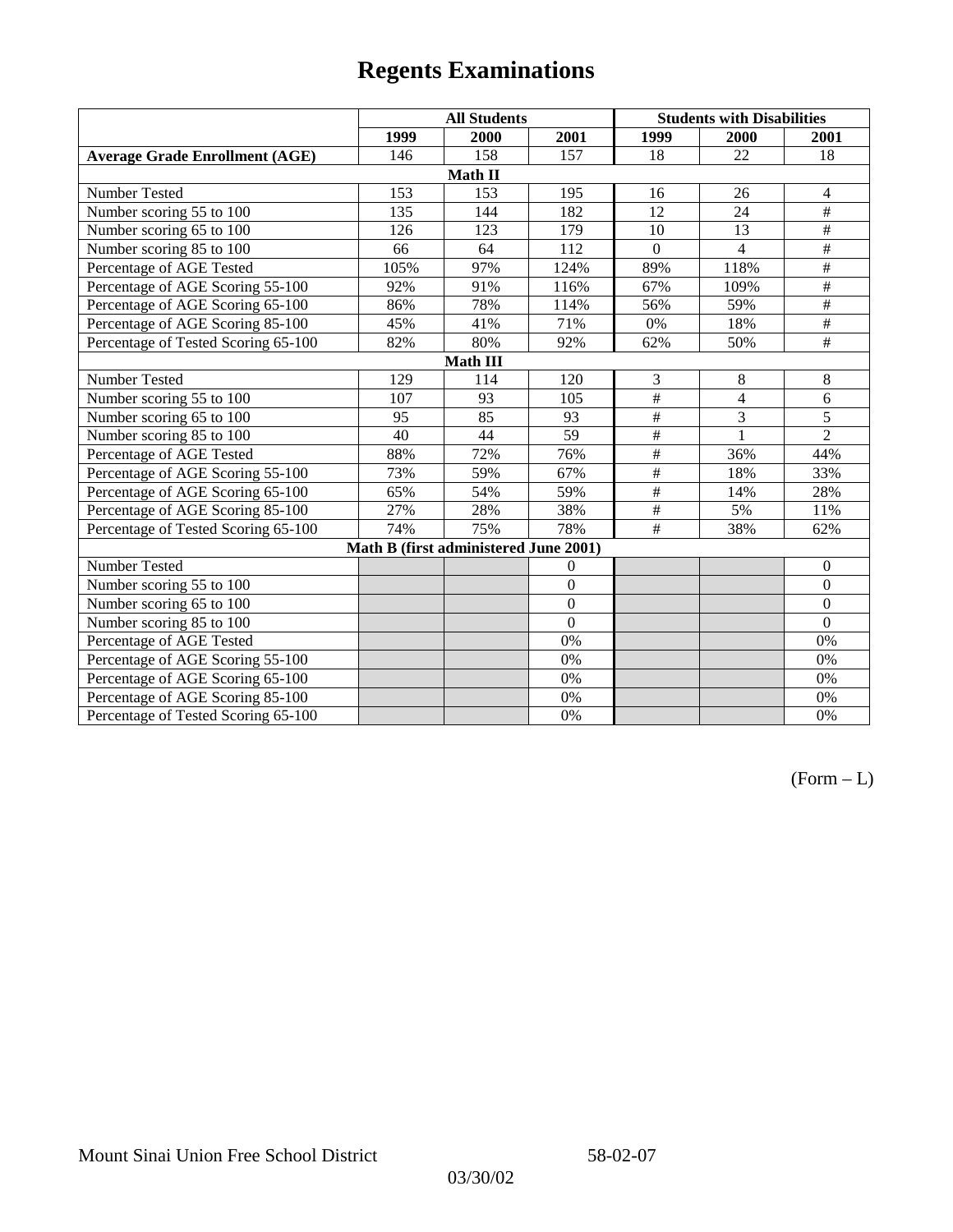# Regents Examinations

| | All Students | | | Students with Disabilities | | |
|---|---|---|---|---|---|---|
| | 1999 | 2000 | 2001 | 1999 | 2000 | 2001 |
| **Average Grade Enrollment (AGE)** | 146 | 158 | 157 | 18 | 22 | 18 |
| **Math II** | | | | | | |
| Number Tested | 153 | 153 | 195 | 16 | 26 | 4 |
| Number scoring 55 to 100 | 135 | 144 | 182 | 12 | 24 | # |
| Number scoring 65 to 100 | 126 | 123 | 179 | 10 | 13 | # |
| Number scoring 85 to 100 | 66 | 64 | 112 | 0 | 4 | # |
| Percentage of AGE Tested | 105% | 97% | 124% | 89% | 118% | # |
| Percentage of AGE Scoring 55-100 | 92% | 91% | 116% | 67% | 109% | # |
| Percentage of AGE Scoring 65-100 | 86% | 78% | 114% | 56% | 59% | # |
| Percentage of AGE Scoring 85-100 | 45% | 41% | 71% | 0% | 18% | # |
| Percentage of Tested Scoring 65-100 | 82% | 80% | 92% | 62% | 50% | # |
| **Math III** | | | | | | |
| Number Tested | 129 | 114 | 120 | 3 | 8 | 8 |
| Number scoring 55 to 100 | 107 | 93 | 105 | # | 4 | 6 |
| Number scoring 65 to 100 | 95 | 85 | 93 | # | 3 | 5 |
| Number scoring 85 to 100 | 40 | 44 | 59 | # | 1 | 2 |
| Percentage of AGE Tested | 88% | 72% | 76% | # | 36% | 44% |
| Percentage of AGE Scoring 55-100 | 73% | 59% | 67% | # | 18% | 33% |
| Percentage of AGE Scoring 65-100 | 65% | 54% | 59% | # | 14% | 28% |
| Percentage of AGE Scoring 85-100 | 27% | 28% | 38% | # | 5% | 11% |
| Percentage of Tested Scoring 65-100 | 74% | 75% | 78% | # | 38% | 62% |
| **Math B (first administered June 2001)** | | | | | | |
| Number Tested | | | 0 | | | 0 |
| Number scoring 55 to 100 | | | 0 | | | 0 |
| Number scoring 65 to 100 | | | 0 | | | 0 |
| Number scoring 85 to 100 | | | 0 | | | 0 |
| Percentage of AGE Tested | | | 0% | | | 0% |
| Percentage of AGE Scoring 55-100 | | | 0% | | | 0% |
| Percentage of AGE Scoring 65-100 | | | 0% | | | 0% |
| Percentage of AGE Scoring 85-100 | | | 0% | | | 0% |
| Percentage of Tested Scoring 65-100 | | | 0% | | | 0% |

(Form – L)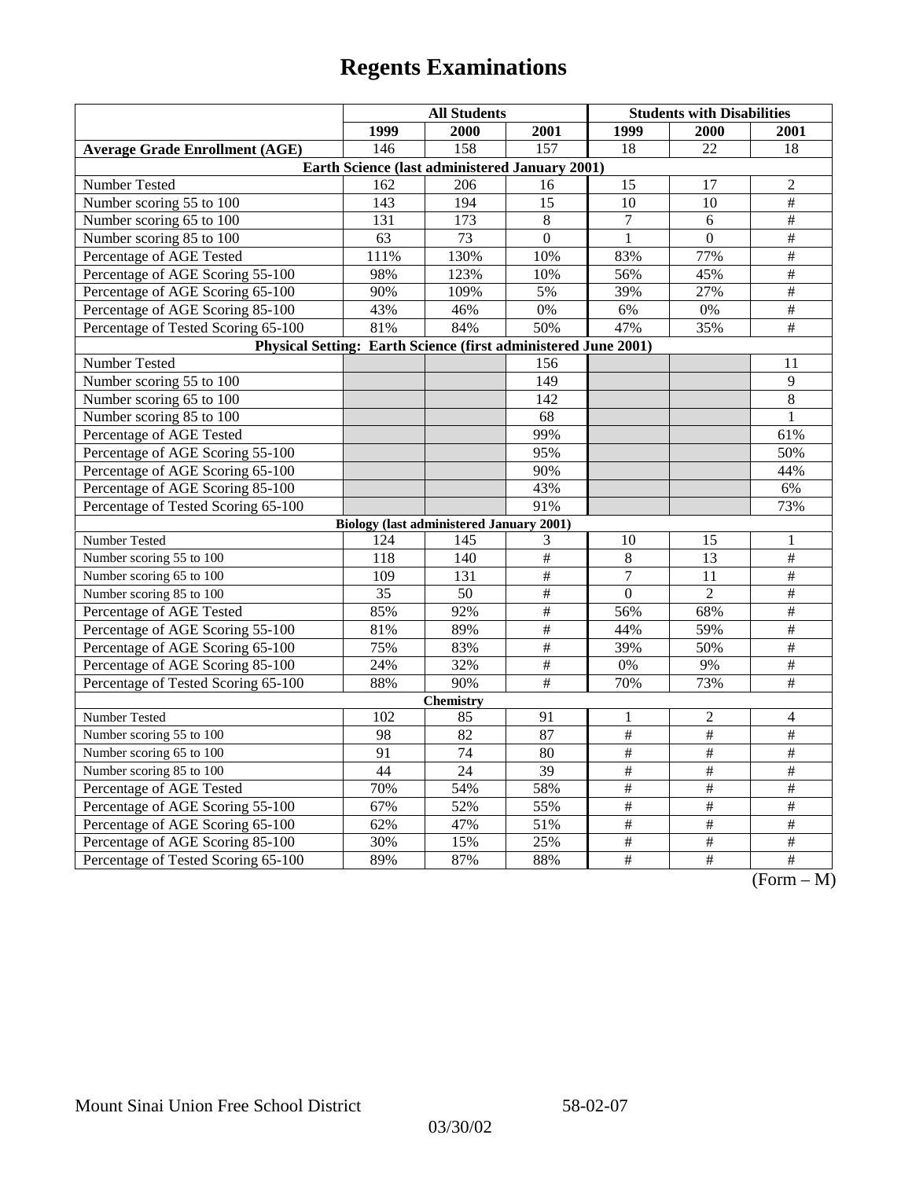# Regents Examinations

| | All Students | | | Students with Disabilities | | |
|---|---|---|---|---|---|---|
| | 1999 | 2000 | 2001 | 1999 | 2000 | 2001 |
| **Average Grade Enrollment (AGE)** | 146 | 158 | 157 | 18 | 22 | 18 |
| **Earth Science (last administered January 2001)** | | | | | | |
| Number Tested | 162 | 206 | 16 | 15 | 17 | 2 |
| Number scoring 55 to 100 | 143 | 194 | 15 | 10 | 10 | # |
| Number scoring 65 to 100 | 131 | 173 | 8 | 7 | 6 | # |
| Number scoring 85 to 100 | 63 | 73 | 0 | 1 | 0 | # |
| Percentage of AGE Tested | 111% | 130% | 10% | 83% | 77% | # |
| Percentage of AGE Scoring 55-100 | 98% | 123% | 10% | 56% | 45% | # |
| Percentage of AGE Scoring 65-100 | 90% | 109% | 5% | 39% | 27% | # |
| Percentage of AGE Scoring 85-100 | 43% | 46% | 0% | 6% | 0% | # |
| Percentage of Tested Scoring 65-100 | 81% | 84% | 50% | 47% | 35% | # |
| **Physical Setting: Earth Science (first administered June 2001)** | | | | | | |
| Number Tested | | | 156 | | | 11 |
| Number scoring 55 to 100 | | | 149 | | | 9 |
| Number scoring 65 to 100 | | | 142 | | | 8 |
| Number scoring 85 to 100 | | | 68 | | | 1 |
| Percentage of AGE Tested | | | 99% | | | 61% |
| Percentage of AGE Scoring 55-100 | | | 95% | | | 50% |
| Percentage of AGE Scoring 65-100 | | | 90% | | | 44% |
| Percentage of AGE Scoring 85-100 | | | 43% | | | 6% |
| Percentage of Tested Scoring 65-100 | | | 91% | | | 73% |
| **Biology (last administered January 2001)** | | | | | | |
| Number Tested | 124 | 145 | 3 | 10 | 15 | 1 |
| Number scoring 55 to 100 | 118 | 140 | # | 8 | 13 | # |
| Number scoring 65 to 100 | 109 | 131 | # | 7 | 11 | # |
| Number scoring 85 to 100 | 35 | 50 | # | 0 | 2 | # |
| Percentage of AGE Tested | 85% | 92% | # | 56% | 68% | # |
| Percentage of AGE Scoring 55-100 | 81% | 89% | # | 44% | 59% | # |
| Percentage of AGE Scoring 65-100 | 75% | 83% | # | 39% | 50% | # |
| Percentage of AGE Scoring 85-100 | 24% | 32% | # | 0% | 9% | # |
| Percentage of Tested Scoring 65-100 | 88% | 90% | # | 70% | 73% | # |
| **Chemistry** | | | | | | |
| Number Tested | 102 | 85 | 91 | 1 | 2 | 4 |
| Number scoring 55 to 100 | 98 | 82 | 87 | # | # | # |
| Number scoring 65 to 100 | 91 | 74 | 80 | # | # | # |
| Number scoring 85 to 100 | 44 | 24 | 39 | # | # | # |
| Percentage of AGE Tested | 70% | 54% | 58% | # | # | # |
| Percentage of AGE Scoring 55-100 | 67% | 52% | 55% | # | # | # |
| Percentage of AGE Scoring 65-100 | 62% | 47% | 51% | # | # | # |
| Percentage of AGE Scoring 85-100 | 30% | 15% | 25% | # | # | # |
| Percentage of Tested Scoring 65-100 | 89% | 87% | 88% | # | # | # |

(Form – M)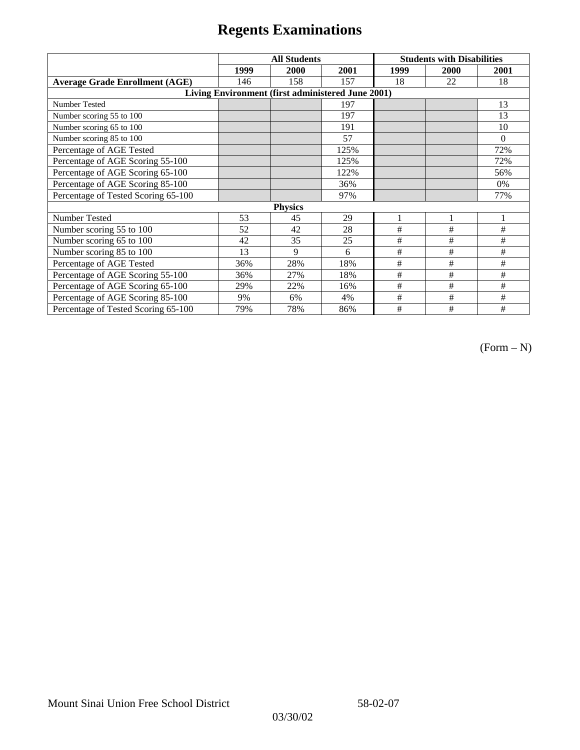# Regents Examinations

| | All Students | | | Students with Disabilities | | |
|---|---|---|---|---|---|---|
| | 1999 | 2000 | 2001 | 1999 | 2000 | 2001 |
| **Average Grade Enrollment (AGE)** | 146 | 158 | 157 | 18 | 22 | 18 |
| **Living Environment (first administered June 2001)** | | | | | | |
| Number Tested | | | 197 | | | 13 |
| Number scoring 55 to 100 | | | 197 | | | 13 |
| Number scoring 65 to 100 | | | 191 | | | 10 |
| Number scoring 85 to 100 | | | 57 | | | 0 |
| Percentage of AGE Tested | | | 125% | | | 72% |
| Percentage of AGE Scoring 55-100 | | | 125% | | | 72% |
| Percentage of AGE Scoring 65-100 | | | 122% | | | 56% |
| Percentage of AGE Scoring 85-100 | | | 36% | | | 0% |
| Percentage of Tested Scoring 65-100 | | | 97% | | | 77% |
| **Physics** | | | | | | |
| Number Tested | 53 | 45 | 29 | 1 | 1 | 1 |
| Number scoring 55 to 100 | 52 | 42 | 28 | # | # | # |
| Number scoring 65 to 100 | 42 | 35 | 25 | # | # | # |
| Number scoring 85 to 100 | 13 | 9 | 6 | # | # | # |
| Percentage of AGE Tested | 36% | 28% | 18% | # | # | # |
| Percentage of AGE Scoring 55-100 | 36% | 27% | 18% | # | # | # |
| Percentage of AGE Scoring 65-100 | 29% | 22% | 16% | # | # | # |
| Percentage of AGE Scoring 85-100 | 9% | 6% | 4% | # | # | # |
| Percentage of Tested Scoring 65-100 | 79% | 78% | 86% | # | # | # |

(Form – N)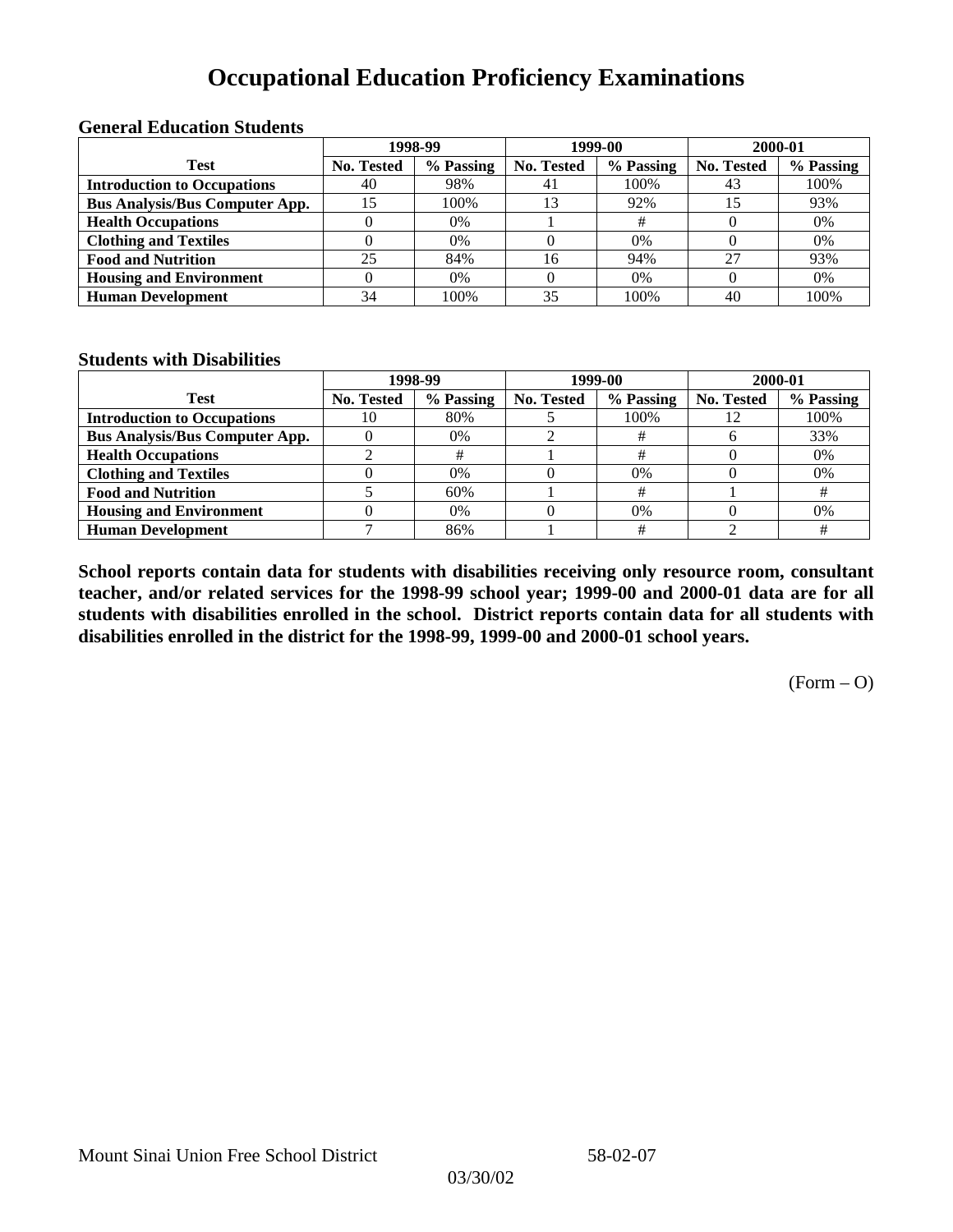# Occupational Education Proficiency Examinations

### General Education Students

| Test | 1998-99 | | 1999-00 | | 2000-01 | |
|---|---|---|---|---|---|---|
| | No. Tested | % Passing | No. Tested | % Passing | No. Tested | % Passing |
| Introduction to Occupations | 40 | 98% | 41 | 100% | 43 | 100% |
| Bus Analysis/Bus Computer App. | 15 | 100% | 13 | 92% | 15 | 93% |
| Health Occupations | 0 | 0% | 1 | # | 0 | 0% |
| Clothing and Textiles | 0 | 0% | 0 | 0% | 0 | 0% |
| Food and Nutrition | 25 | 84% | 16 | 94% | 27 | 93% |
| Housing and Environment | 0 | 0% | 0 | 0% | 0 | 0% |
| Human Development | 34 | 100% | 35 | 100% | 40 | 100% |

### Students with Disabilities

| Test | 1998-99 | | 1999-00 | | 2000-01 | |
|---|---|---|---|---|---|---|
| | No. Tested | % Passing | No. Tested | % Passing | No. Tested | % Passing |
| Introduction to Occupations | 10 | 80% | 5 | 100% | 12 | 100% |
| Bus Analysis/Bus Computer App. | 0 | 0% | 2 | # | 6 | 33% |
| Health Occupations | 2 | # | 1 | # | 0 | 0% |
| Clothing and Textiles | 0 | 0% | 0 | 0% | 0 | 0% |
| Food and Nutrition | 5 | 60% | 1 | # | 1 | # |
| Housing and Environment | 0 | 0% | 0 | 0% | 0 | 0% |
| Human Development | 7 | 86% | 1 | # | 2 | # |

**School reports contain data for students with disabilities receiving only resource room, consultant teacher, and/or related services for the 1998-99 school year; 1999-00 and 2000-01 data are for all students with disabilities enrolled in the school. District reports contain data for all students with disabilities enrolled in the district for the 1998-99, 1999-00 and 2000-01 school years.**

(Form – O)